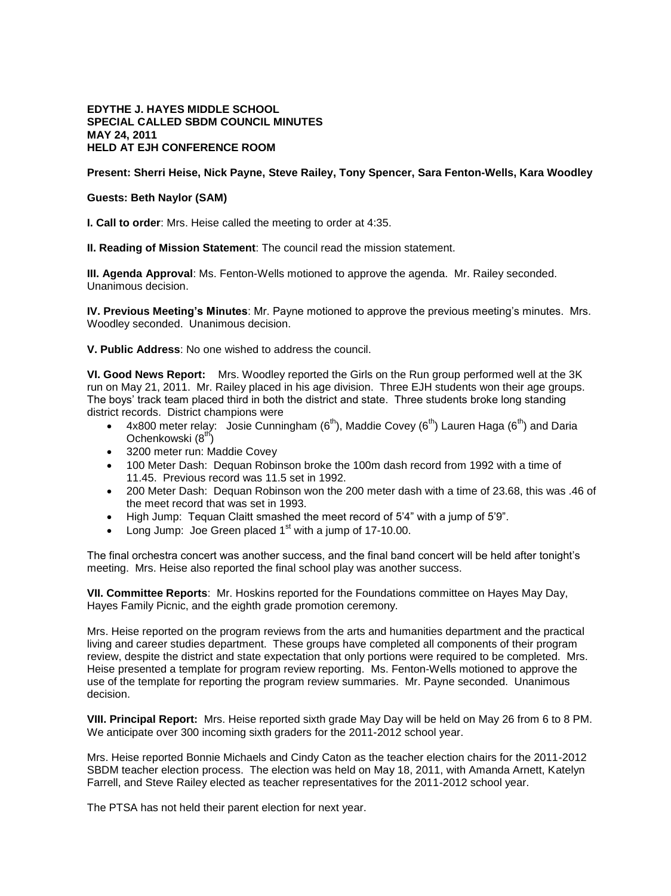**EDYTHE J. HAYES MIDDLE SCHOOL**
**SPECIAL CALLED SBDM COUNCIL MINUTES**
**MAY 24, 2011**
**HELD AT EJH CONFERENCE ROOM**

**Present: Sherri Heise, Nick Payne, Steve Railey, Tony Spencer, Sara Fenton-Wells, Kara Woodley**

**Guests: Beth Naylor (SAM)**

**I. Call to order**: Mrs. Heise called the meeting to order at 4:35.

**II. Reading of Mission Statement**: The council read the mission statement.

**III. Agenda Approval**: Ms. Fenton-Wells motioned to approve the agenda. Mr. Railey seconded. Unanimous decision.

**IV. Previous Meeting's Minutes**: Mr. Payne motioned to approve the previous meeting's minutes. Mrs. Woodley seconded. Unanimous decision.

**V. Public Address**: No one wished to address the council.

**VI. Good News Report:** Mrs. Woodley reported the Girls on the Run group performed well at the 3K run on May 21, 2011. Mr. Railey placed in his age division. Three EJH students won their age groups. The boys' track team placed third in both the district and state. Three students broke long standing district records. District champions were

- 4x800 meter relay: Josie Cunningham (6th), Maddie Covey (6th) Lauren Haga (6th) and Daria Ochenkowski (8th)
- 3200 meter run: Maddie Covey
- 100 Meter Dash: Dequan Robinson broke the 100m dash record from 1992 with a time of 11.45. Previous record was 11.5 set in 1992.
- 200 Meter Dash: Dequan Robinson won the 200 meter dash with a time of 23.68, this was .46 of the meet record that was set in 1993.
- High Jump: Tequan Claitt smashed the meet record of 5'4" with a jump of 5'9".
- Long Jump: Joe Green placed 1st with a jump of 17-10.00.

The final orchestra concert was another success, and the final band concert will be held after tonight's meeting. Mrs. Heise also reported the final school play was another success.

**VII. Committee Reports**: Mr. Hoskins reported for the Foundations committee on Hayes May Day, Hayes Family Picnic, and the eighth grade promotion ceremony.

Mrs. Heise reported on the program reviews from the arts and humanities department and the practical living and career studies department. These groups have completed all components of their program review, despite the district and state expectation that only portions were required to be completed. Mrs. Heise presented a template for program review reporting. Ms. Fenton-Wells motioned to approve the use of the template for reporting the program review summaries. Mr. Payne seconded. Unanimous decision.

**VIII. Principal Report:** Mrs. Heise reported sixth grade May Day will be held on May 26 from 6 to 8 PM. We anticipate over 300 incoming sixth graders for the 2011-2012 school year.

Mrs. Heise reported Bonnie Michaels and Cindy Caton as the teacher election chairs for the 2011-2012 SBDM teacher election process. The election was held on May 18, 2011, with Amanda Arnett, Katelyn Farrell, and Steve Railey elected as teacher representatives for the 2011-2012 school year.

The PTSA has not held their parent election for next year.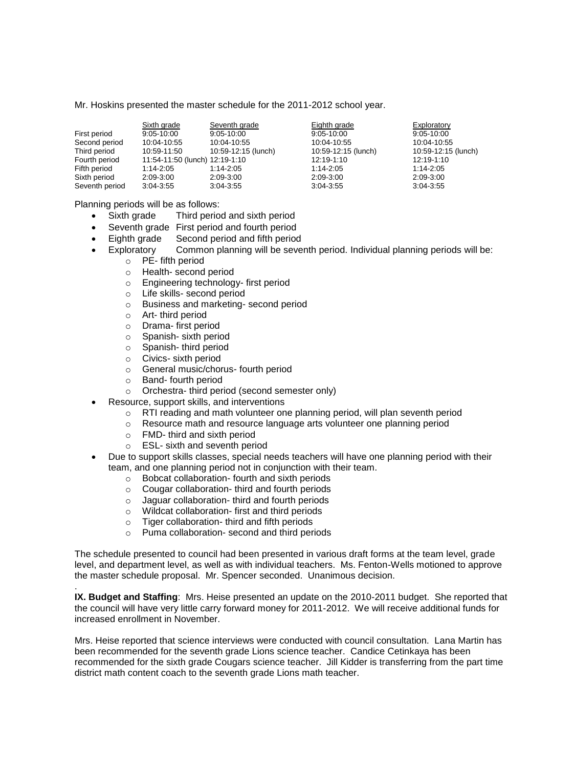Mr. Hoskins presented the master schedule for the 2011-2012 school year.

| | Sixth grade | Seventh grade | Eighth grade | Exploratory |
|---|---|---|---|---|
| First period | 9:05-10:00 | 9:05-10:00 | 9:05-10:00 | 9:05-10:00 |
| Second period | 10:04-10:55 | 10:04-10:55 | 10:04-10:55 | 10:04-10:55 |
| Third period | 10:59-11:50 | 10:59-12:15 (lunch) | 10:59-12:15 (lunch) | 10:59-12:15 (lunch) |
| Fourth period | 11:54-11:50 (lunch) 12:19-1:10 | | 12:19-1:10 | 12:19-1:10 |
| Fifth period | 1:14-2:05 | 1:14-2:05 | 1:14-2:05 | 1:14-2:05 |
| Sixth period | 2:09-3:00 | 2:09-3:00 | 2:09-3:00 | 2:09-3:00 |
| Seventh period | 3:04-3:55 | 3:04-3:55 | 3:04-3:55 | 3:04-3:55 |

Planning periods will be as follows:

- Sixth grade Third period and sixth period
- Seventh grade First period and fourth period
- Eighth grade Second period and fifth period
- Exploratory Common planning will be seventh period. Individual planning periods will be:
  - PE- fifth period
  - Health- second period
  - Engineering technology- first period
  - Life skills- second period
  - Business and marketing- second period
  - Art- third period
  - Drama- first period
  - Spanish- sixth period
  - Spanish- third period
  - Civics- sixth period
  - General music/chorus- fourth period
  - Band- fourth period
  - Orchestra- third period (second semester only)
- Resource, support skills, and interventions
  - RTI reading and math volunteer one planning period, will plan seventh period
  - Resource math and resource language arts volunteer one planning period
  - FMD- third and sixth period
  - ESL- sixth and seventh period
- Due to support skills classes, special needs teachers will have one planning period with their team, and one planning period not in conjunction with their team.
  - Bobcat collaboration- fourth and sixth periods
  - Cougar collaboration- third and fourth periods
  - Jaguar collaboration- third and fourth periods
  - Wildcat collaboration- first and third periods
  - Tiger collaboration- third and fifth periods
  - Puma collaboration- second and third periods

The schedule presented to council had been presented in various draft forms at the team level, grade level, and department level, as well as with individual teachers. Ms. Fenton-Wells motioned to approve the master schedule proposal. Mr. Spencer seconded. Unanimous decision.

.

**IX. Budget and Staffing**: Mrs. Heise presented an update on the 2010-2011 budget. She reported that the council will have very little carry forward money for 2011-2012. We will receive additional funds for increased enrollment in November.

Mrs. Heise reported that science interviews were conducted with council consultation. Lana Martin has been recommended for the seventh grade Lions science teacher. Candice Cetinkaya has been recommended for the sixth grade Cougars science teacher. Jill Kidder is transferring from the part time district math content coach to the seventh grade Lions math teacher.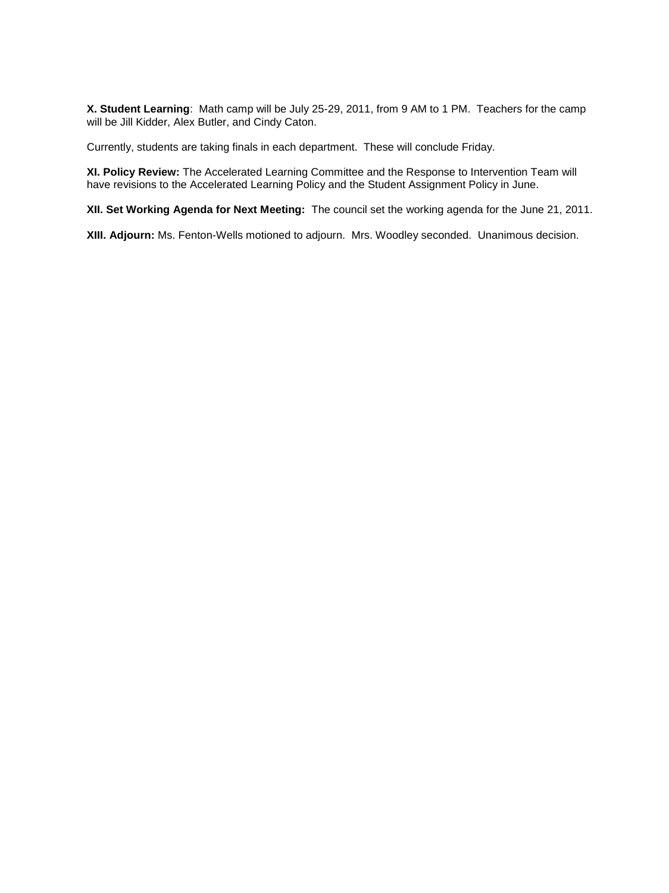**X. Student Learning**: Math camp will be July 25-29, 2011, from 9 AM to 1 PM. Teachers for the camp will be Jill Kidder, Alex Butler, and Cindy Caton.

Currently, students are taking finals in each department. These will conclude Friday.

**XI. Policy Review:** The Accelerated Learning Committee and the Response to Intervention Team will have revisions to the Accelerated Learning Policy and the Student Assignment Policy in June.

**XII. Set Working Agenda for Next Meeting:** The council set the working agenda for the June 21, 2011.

**XIII. Adjourn:** Ms. Fenton-Wells motioned to adjourn. Mrs. Woodley seconded. Unanimous decision.